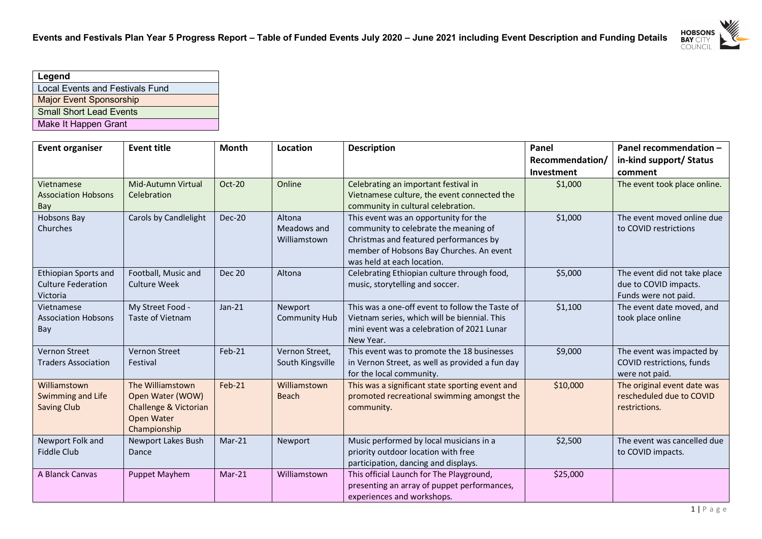# Events and Festivals Plan Year 5 Progress Report – Table of Funded Events July 2020 – June 2021 including Event Description and Funding Details

| Legend |
|---|
| Local Events and Festivals Fund |
| Major Event Sponsorship |
| Small Short Lead Events |
| Make It Happen Grant |

| Event organiser | Event title | Month | Location | Description | Panel Recommendation/ Investment | Panel recommendation – in-kind support/ Status comment |
|---|---|---|---|---|---|---|
| Vietnamese Association Hobsons Bay | Mid-Autumn Virtual Celebration | Oct-20 | Online | Celebrating an important festival in Vietnamese culture, the event connected the community in cultural celebration. | $1,000 | The event took place online. |
| Hobsons Bay Churches | Carols by Candlelight | Dec-20 | Altona Meadows and Williamstown | This event was an opportunity for the community to celebrate the meaning of Christmas and featured performances by member of Hobsons Bay Churches. An event was held at each location. | $1,000 | The event moved online due to COVID restrictions |
| Ethiopian Sports and Culture Federation Victoria | Football, Music and Culture Week | Dec 20 | Altona | Celebrating Ethiopian culture through food, music, storytelling and soccer. | $5,000 | The event did not take place due to COVID impacts. Funds were not paid. |
| Vietnamese Association Hobsons Bay | My Street Food - Taste of Vietnam | Jan-21 | Newport Community Hub | This was a one-off event to follow the Taste of Vietnam series, which will be biennial. This mini event was a celebration of 2021 Lunar New Year. | $1,100 | The event date moved, and took place online |
| Vernon Street Traders Association | Vernon Street Festival | Feb-21 | Vernon Street, South Kingsville | This event was to promote the 18 businesses in Vernon Street, as well as provided a fun day for the local community. | $9,000 | The event was impacted by COVID restrictions, funds were not paid. |
| Williamstown Swimming and Life Saving Club | The Williamstown Open Water (WOW) Challenge & Victorian Open Water Championship | Feb-21 | Williamstown Beach | This was a significant state sporting event and promoted recreational swimming amongst the community. | $10,000 | The original event date was rescheduled due to COVID restrictions. |
| Newport Folk and Fiddle Club | Newport Lakes Bush Dance | Mar-21 | Newport | Music performed by local musicians in a priority outdoor location with free participation, dancing and displays. | $2,500 | The event was cancelled due to COVID impacts. |
| A Blanck Canvas | Puppet Mayhem | Mar-21 | Williamstown | This official Launch for The Playground, presenting an array of puppet performances, experiences and workshops. | $25,000 | |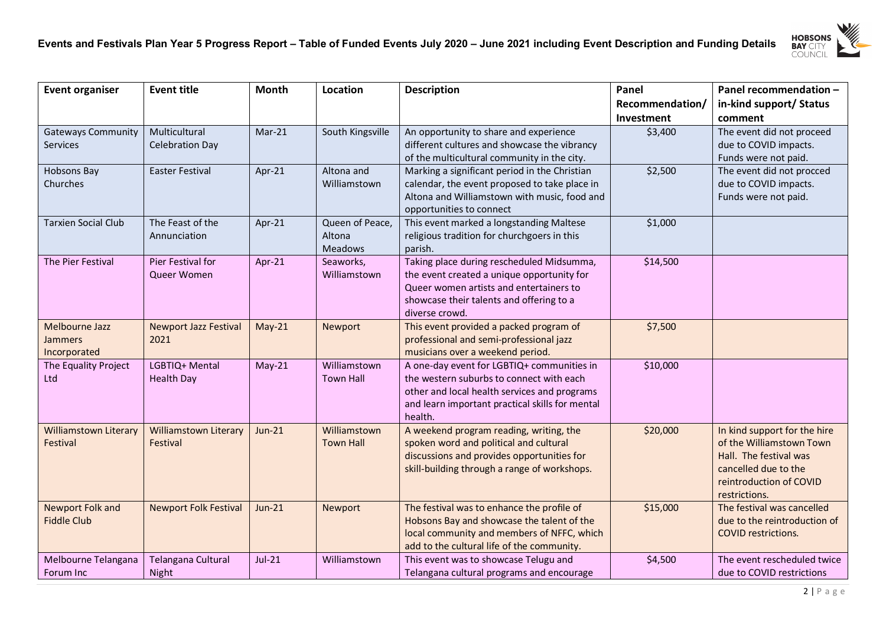**Events and Festivals Plan Year 5 Progress Report – Table of Funded Events July 2020 – June 2021 including Event Description and Funding Details**

| Event organiser | Event title | Month | Location | Description | Panel Recommendation/ Investment | Panel recommendation – in-kind support/ Status comment |
|---|---|---|---|---|---|---|
| Gateways Community Services | Multicultural Celebration Day | Mar-21 | South Kingsville | An opportunity to share and experience different cultures and showcase the vibrancy of the multicultural community in the city. | $3,400 | The event did not proceed due to COVID impacts. Funds were not paid. |
| Hobsons Bay Churches | Easter Festival | Apr-21 | Altona and Williamstown | Marking a significant period in the Christian calendar, the event proposed to take place in Altona and Williamstown with music, food and opportunities to connect | $2,500 | The event did not procced due to COVID impacts. Funds were not paid. |
| Tarxien Social Club | The Feast of the Annunciation | Apr-21 | Queen of Peace, Altona Meadows | This event marked a longstanding Maltese religious tradition for churchgoers in this parish. | $1,000 | |
| The Pier Festival | Pier Festival for Queer Women | Apr-21 | Seaworks, Williamstown | Taking place during rescheduled Midsumma, the event created a unique opportunity for Queer women artists and entertainers to showcase their talents and offering to a diverse crowd. | $14,500 | |
| Melbourne Jazz Jammers Incorporated | Newport Jazz Festival 2021 | May-21 | Newport | This event provided a packed program of professional and semi-professional jazz musicians over a weekend period. | $7,500 | |
| The Equality Project Ltd | LGBTIQ+ Mental Health Day | May-21 | Williamstown Town Hall | A one-day event for LGBTIQ+ communities in the western suburbs to connect with each other and local health services and programs and learn important practical skills for mental health. | $10,000 | |
| Williamstown Literary Festival | Williamstown Literary Festival | Jun-21 | Williamstown Town Hall | A weekend program reading, writing, the spoken word and political and cultural discussions and provides opportunities for skill-building through a range of workshops. | $20,000 | In kind support for the hire of the Williamstown Town Hall. The festival was cancelled due to the reintroduction of COVID restrictions. |
| Newport Folk and Fiddle Club | Newport Folk Festival | Jun-21 | Newport | The festival was to enhance the profile of Hobsons Bay and showcase the talent of the local community and members of NFFC, which add to the cultural life of the community. | $15,000 | The festival was cancelled due to the reintroduction of COVID restrictions. |
| Melbourne Telangana Forum Inc | Telangana Cultural Night | Jul-21 | Williamstown | This event was to showcase Telugu and Telangana cultural programs and encourage | $4,500 | The event rescheduled twice due to COVID restrictions |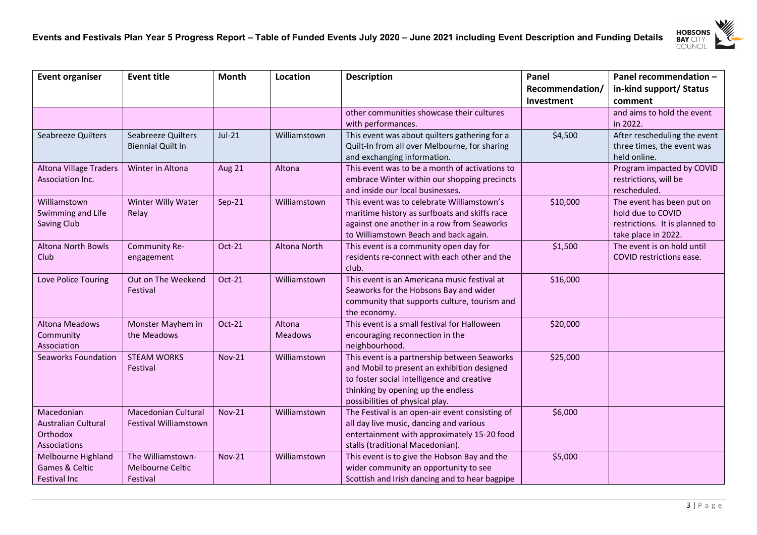| Event organiser | Event title | Month | Location | Description | Panel Recommendation/ Investment | Panel recommendation – in-kind support/ Status comment |
|---|---|---|---|---|---|---|
| | | | | other communities showcase their cultures with performances. | | and aims to hold the event in 2022. |
| Seabreeze Quilters | Seabreeze Quilters Biennial Quilt In | Jul-21 | Williamstown | This event was about quilters gathering for a Quilt-In from all over Melbourne, for sharing and exchanging information. | $4,500 | After rescheduling the event three times, the event was held online. |
| Altona Village Traders Association Inc. | Winter in Altona | Aug 21 | Altona | This event was to be a month of activations to embrace Winter within our shopping precincts and inside our local businesses. | | Program impacted by COVID restrictions, will be rescheduled. |
| Williamstown Swimming and Life Saving Club | Winter Willy Water Relay | Sep-21 | Williamstown | This event was to celebrate Williamstown's maritime history as surfboats and skiffs race against one another in a row from Seaworks to Williamstown Beach and back again. | $10,000 | The event has been put on hold due to COVID restrictions. It is planned to take place in 2022. |
| Altona North Bowls Club | Community Re-engagement | Oct-21 | Altona North | This event is a community open day for residents re-connect with each other and the club. | $1,500 | The event is on hold until COVID restrictions ease. |
| Love Police Touring | Out on The Weekend Festival | Oct-21 | Williamstown | This event is an Americana music festival at Seaworks for the Hobsons Bay and wider community that supports culture, tourism and the economy. | $16,000 | |
| Altona Meadows Community Association | Monster Mayhem in the Meadows | Oct-21 | Altona Meadows | This event is a small festival for Halloween encouraging reconnection in the neighbourhood. | $20,000 | |
| Seaworks Foundation | STEAM WORKS Festival | Nov-21 | Williamstown | This event is a partnership between Seaworks and Mobil to present an exhibition designed to foster social intelligence and creative thinking by opening up the endless possibilities of physical play. | $25,000 | |
| Macedonian Australian Cultural Orthodox Associations | Macedonian Cultural Festival Williamstown | Nov-21 | Williamstown | The Festival is an open-air event consisting of all day live music, dancing and various entertainment with approximately 15-20 food stalls (traditional Macedonian). | $6,000 | |
| Melbourne Highland Games & Celtic Festival Inc | The Williamstown-Melbourne Celtic Festival | Nov-21 | Williamstown | This event is to give the Hobson Bay and the wider community an opportunity to see Scottish and Irish dancing and to hear bagpipe | $5,000 | |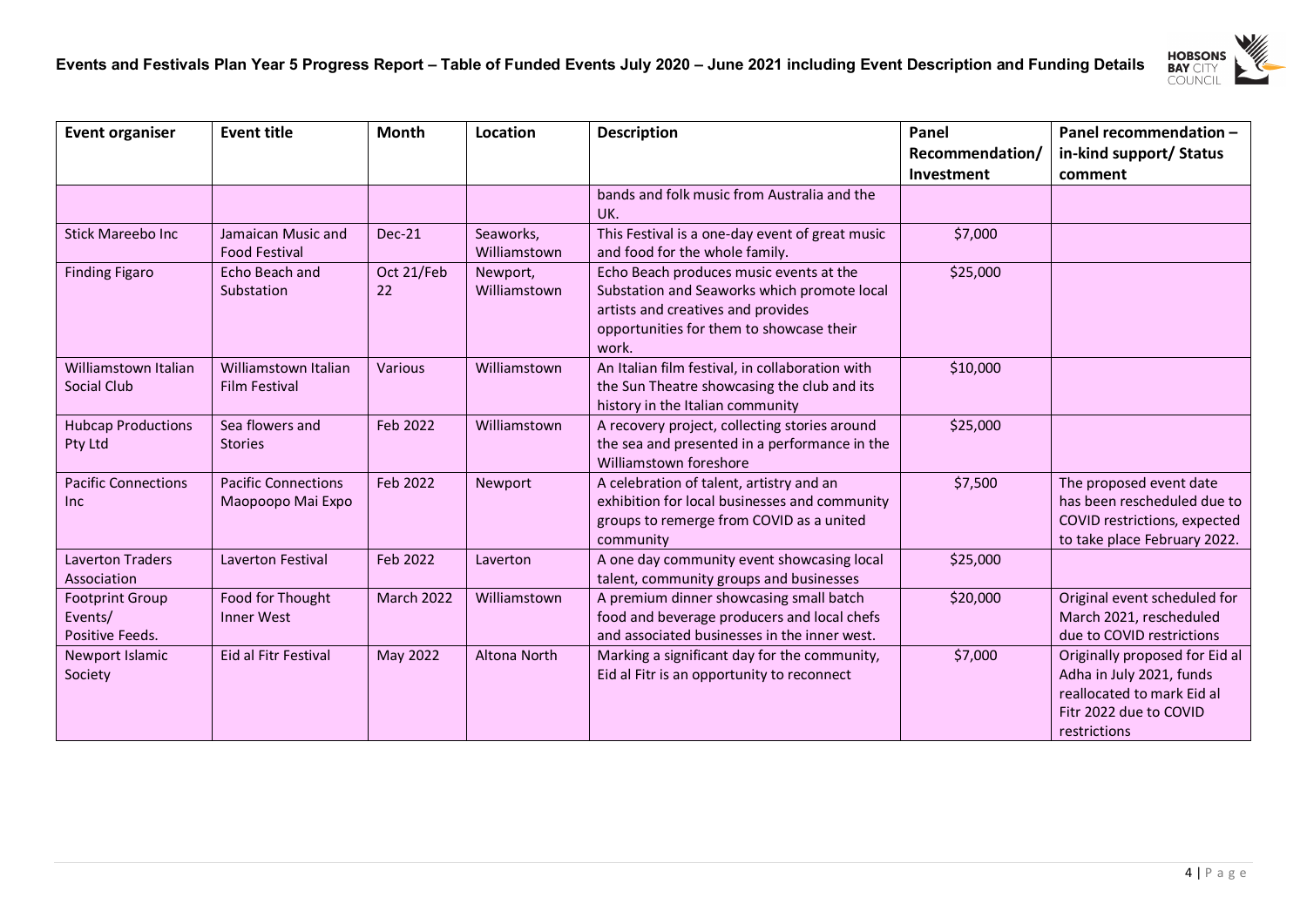**Events and Festivals Plan Year 5 Progress Report – Table of Funded Events July 2020 – June 2021 including Event Description and Funding Details**

| Event organiser | Event title | Month | Location | Description | Panel Recommendation/ Investment | Panel recommendation – in-kind support/ Status comment |
|---|---|---|---|---|---|---|
| | | | | bands and folk music from Australia and the UK. | | |
| Stick Mareebo Inc | Jamaican Music and Food Festival | Dec-21 | Seaworks, Williamstown | This Festival is a one-day event of great music and food for the whole family. | $7,000 | |
| Finding Figaro | Echo Beach and Substation | Oct 21/Feb 22 | Newport, Williamstown | Echo Beach produces music events at the Substation and Seaworks which promote local artists and creatives and provides opportunities for them to showcase their work. | $25,000 | |
| Williamstown Italian Social Club | Williamstown Italian Film Festival | Various | Williamstown | An Italian film festival, in collaboration with the Sun Theatre showcasing the club and its history in the Italian community | $10,000 | |
| Hubcap Productions Pty Ltd | Sea flowers and Stories | Feb 2022 | Williamstown | A recovery project, collecting stories around the sea and presented in a performance in the Williamstown foreshore | $25,000 | |
| Pacific Connections Inc | Pacific Connections Maopoopo Mai Expo | Feb 2022 | Newport | A celebration of talent, artistry and an exhibition for local businesses and community groups to remerge from COVID as a united community | $7,500 | The proposed event date has been rescheduled due to COVID restrictions, expected to take place February 2022. |
| Laverton Traders Association | Laverton Festival | Feb 2022 | Laverton | A one day community event showcasing local talent, community groups and businesses | $25,000 | |
| Footprint Group Events/ Positive Feeds. | Food for Thought Inner West | March 2022 | Williamstown | A premium dinner showcasing small batch food and beverage producers and local chefs and associated businesses in the inner west. | $20,000 | Original event scheduled for March 2021, rescheduled due to COVID restrictions |
| Newport Islamic Society | Eid al Fitr Festival | May 2022 | Altona North | Marking a significant day for the community, Eid al Fitr is an opportunity to reconnect | $7,000 | Originally proposed for Eid al Adha in July 2021, funds reallocated to mark Eid al Fitr 2022 due to COVID restrictions |